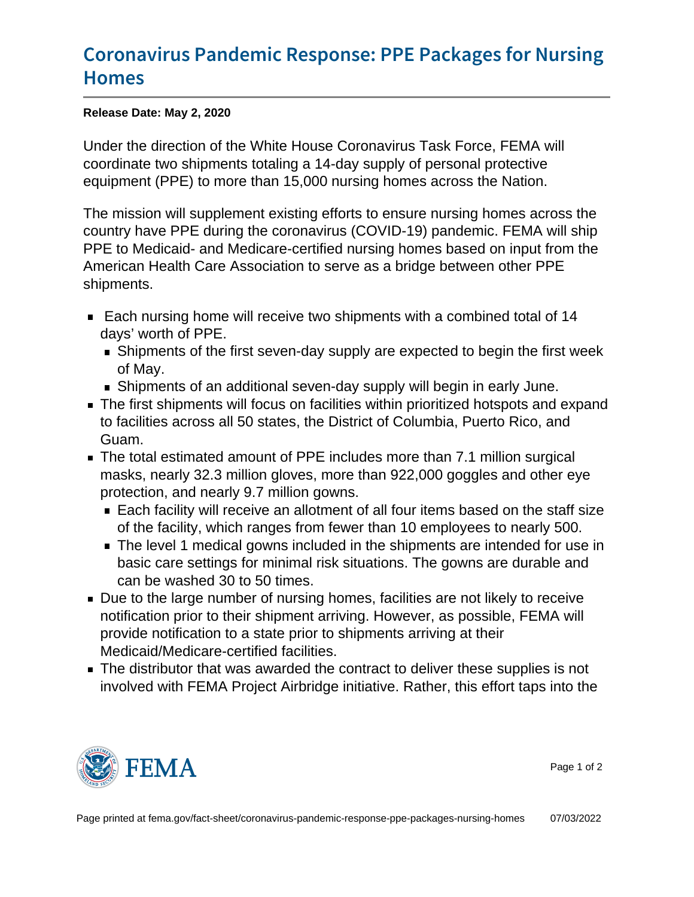# Coronavirus Pandemic Response: PPE Packages for Nursing Homes

**Release Date: May 2, 2020**

Under the direction of the White House Coronavirus Task Force, FEMA will coordinate two shipments totaling a 14-day supply of personal protective equipment (PPE) to more than 15,000 nursing homes across the Nation.

The mission will supplement existing efforts to ensure nursing homes across the country have PPE during the coronavirus (COVID-19) pandemic. FEMA will ship PPE to Medicaid- and Medicare-certified nursing homes based on input from the American Health Care Association to serve as a bridge between other PPE shipments.

- Each nursing home will receive two shipments with a combined total of 14 days' worth of PPE.
  - Shipments of the first seven-day supply are expected to begin the first week of May.
  - Shipments of an additional seven-day supply will begin in early June.
- The first shipments will focus on facilities within prioritized hotspots and expand to facilities across all 50 states, the District of Columbia, Puerto Rico, and Guam.
- The total estimated amount of PPE includes more than 7.1 million surgical masks, nearly 32.3 million gloves, more than 922,000 goggles and other eye protection, and nearly 9.7 million gowns.
  - Each facility will receive an allotment of all four items based on the staff size of the facility, which ranges from fewer than 10 employees to nearly 500.
  - The level 1 medical gowns included in the shipments are intended for use in basic care settings for minimal risk situations. The gowns are durable and can be washed 30 to 50 times.
- Due to the large number of nursing homes, facilities are not likely to receive notification prior to their shipment arriving. However, as possible, FEMA will provide notification to a state prior to shipments arriving at their Medicaid/Medicare-certified facilities.
- The distributor that was awarded the contract to deliver these supplies is not involved with FEMA Project Airbridge initiative. Rather, this effort taps into the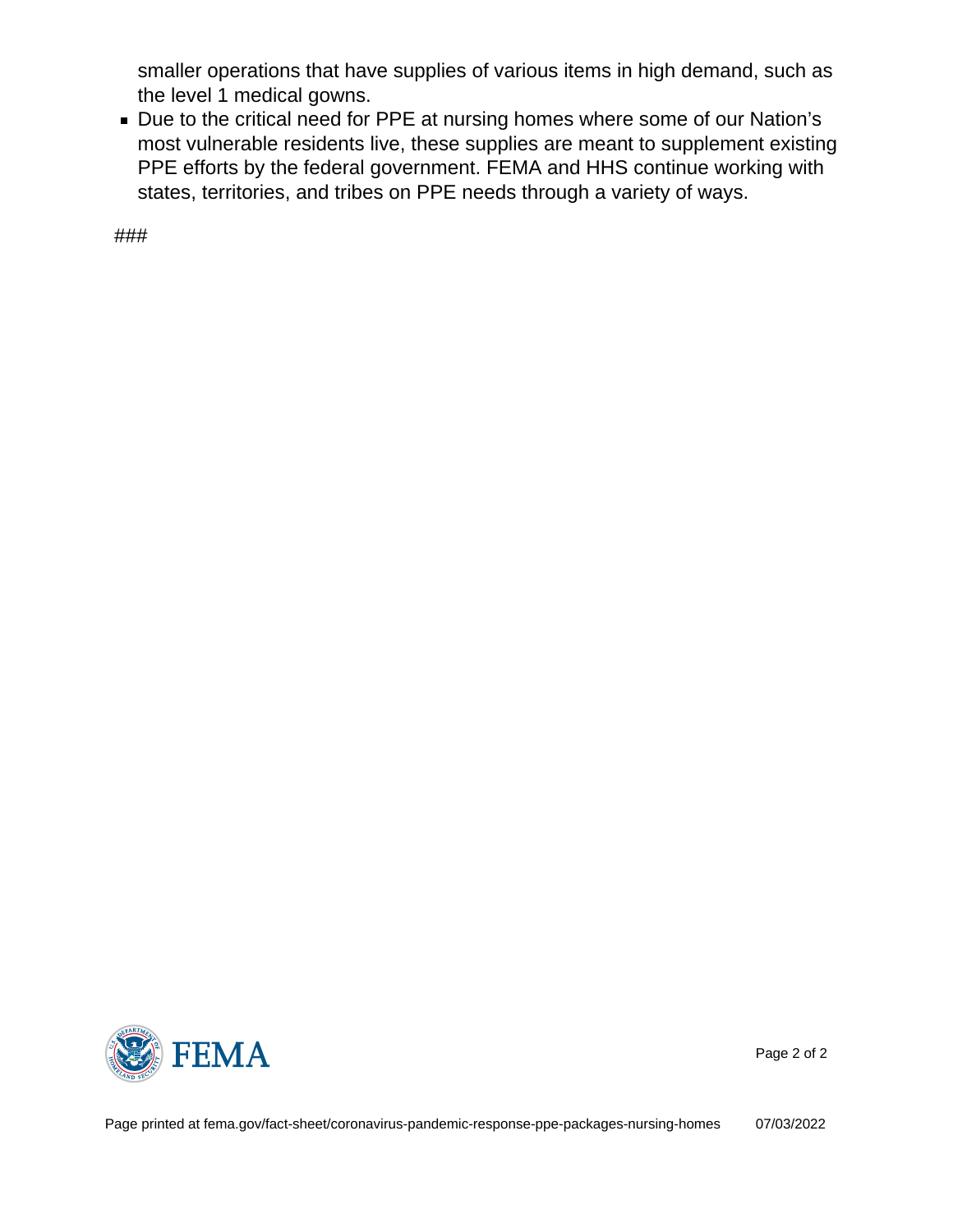smaller operations that have supplies of various items in high demand, such as the level 1 medical gowns.

- Due to the critical need for PPE at nursing homes where some of our Nation's most vulnerable residents live, these supplies are meant to supplement existing PPE efforts by the federal government. FEMA and HHS continue working with states, territories, and tribes on PPE needs through a variety of ways.

###